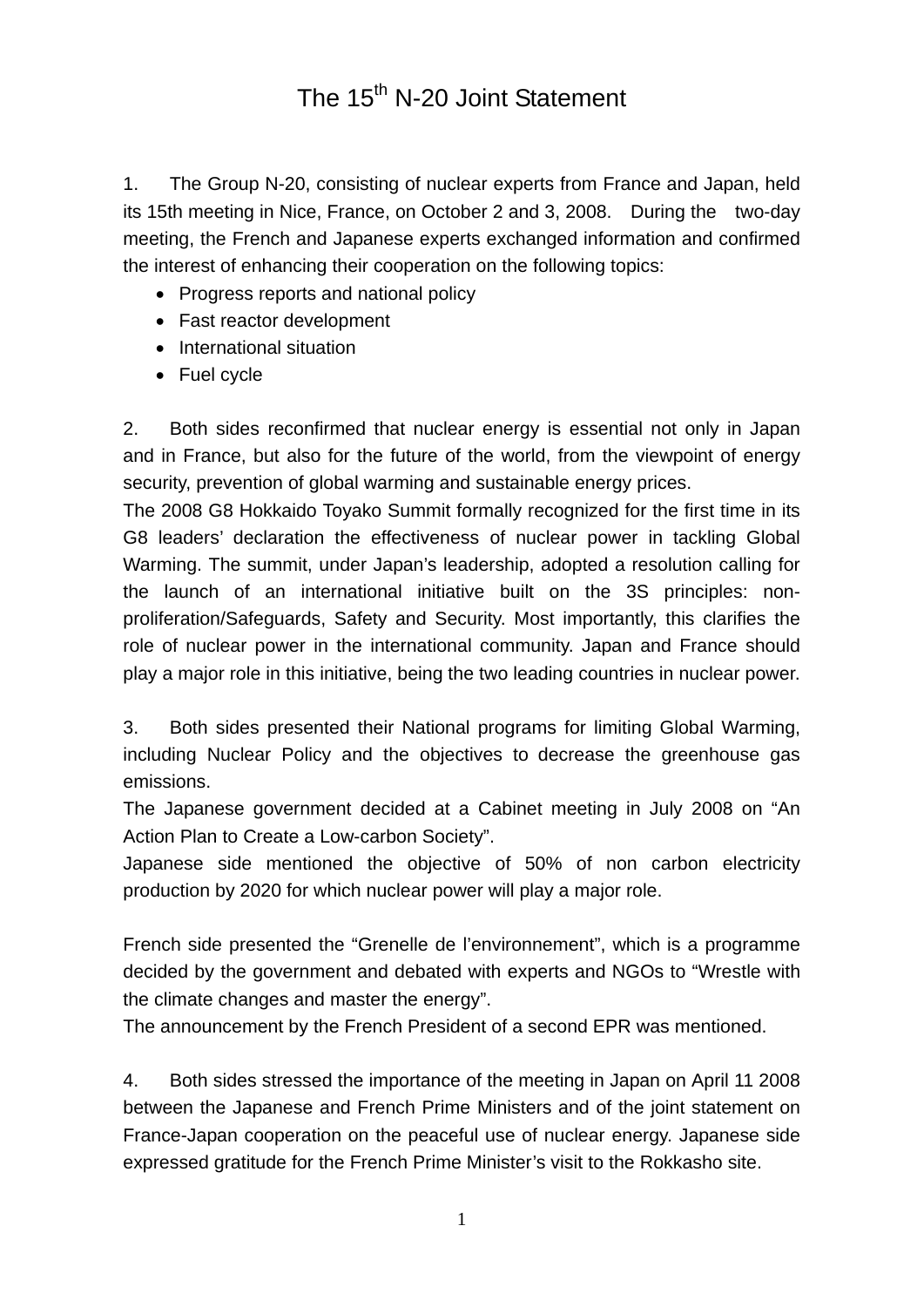# The 15th N-20 Joint Statement

1. The Group N-20, consisting of nuclear experts from France and Japan, held its 15th meeting in Nice, France, on October 2 and 3, 2008. During the two-day meeting, the French and Japanese experts exchanged information and confirmed the interest of enhancing their cooperation on the following topics:
   - Progress reports and national policy
   - Fast reactor development
   - International situation
   - Fuel cycle

2. Both sides reconfirmed that nuclear energy is essential not only in Japan and in France, but also for the future of the world, from the viewpoint of energy security, prevention of global warming and sustainable energy prices.
The 2008 G8 Hokkaido Toyako Summit formally recognized for the first time in its G8 leaders' declaration the effectiveness of nuclear power in tackling Global Warming. The summit, under Japan's leadership, adopted a resolution calling for the launch of an international initiative built on the 3S principles: non-proliferation/Safeguards, Safety and Security. Most importantly, this clarifies the role of nuclear power in the international community. Japan and France should play a major role in this initiative, being the two leading countries in nuclear power.

3. Both sides presented their National programs for limiting Global Warming, including Nuclear Policy and the objectives to decrease the greenhouse gas emissions.
The Japanese government decided at a Cabinet meeting in July 2008 on "An Action Plan to Create a Low-carbon Society".
Japanese side mentioned the objective of 50% of non carbon electricity production by 2020 for which nuclear power will play a major role.

French side presented the "Grenelle de l'environnement", which is a programme decided by the government and debated with experts and NGOs to "Wrestle with the climate changes and master the energy".
The announcement by the French President of a second EPR was mentioned.

4. Both sides stressed the importance of the meeting in Japan on April 11 2008 between the Japanese and French Prime Ministers and of the joint statement on France-Japan cooperation on the peaceful use of nuclear energy. Japanese side expressed gratitude for the French Prime Minister's visit to the Rokkasho site.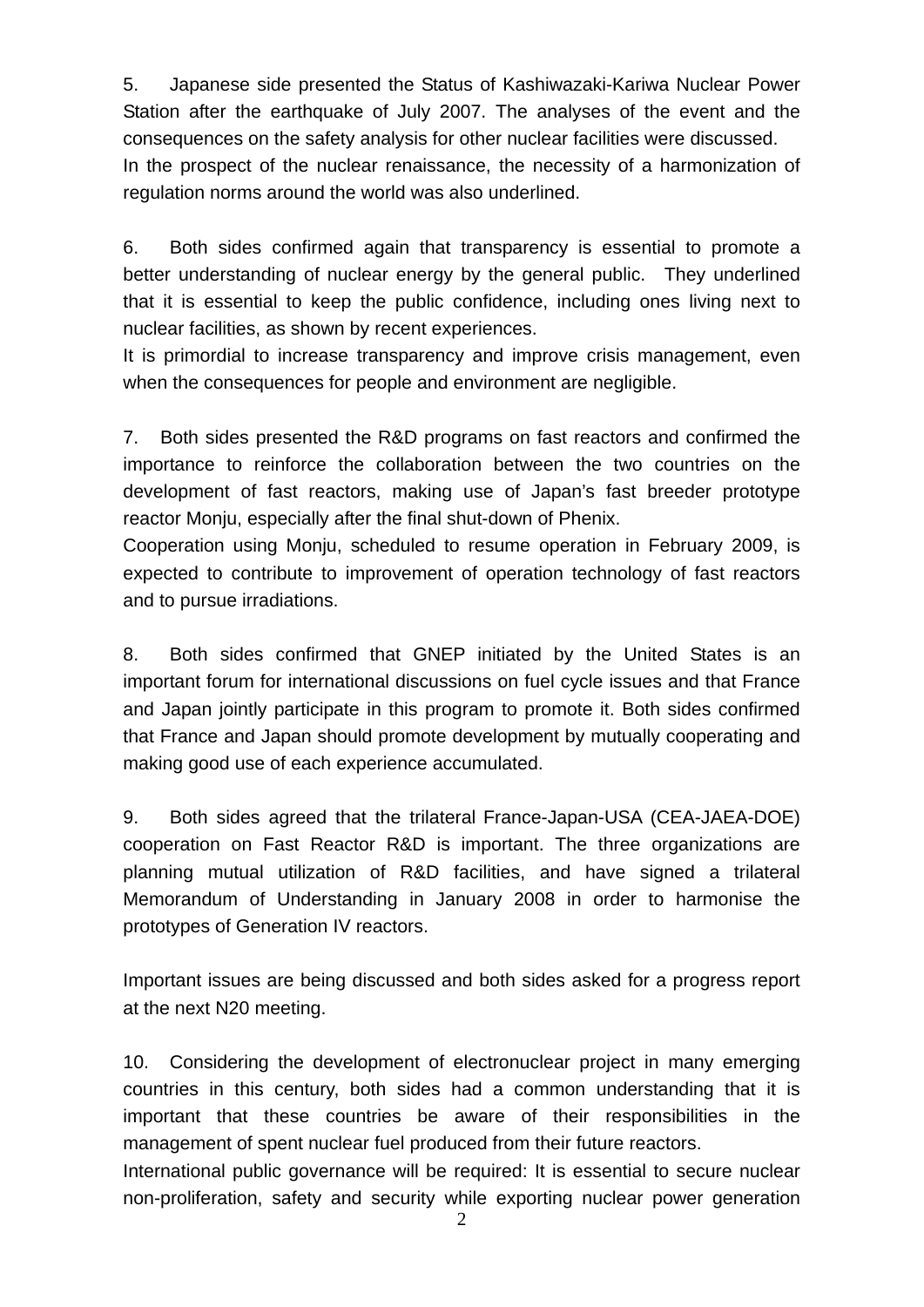5. Japanese side presented the Status of Kashiwazaki-Kariwa Nuclear Power Station after the earthquake of July 2007. The analyses of the event and the consequences on the safety analysis for other nuclear facilities were discussed.
In the prospect of the nuclear renaissance, the necessity of a harmonization of regulation norms around the world was also underlined.

6. Both sides confirmed again that transparency is essential to promote a better understanding of nuclear energy by the general public. They underlined that it is essential to keep the public confidence, including ones living next to nuclear facilities, as shown by recent experiences.
It is primordial to increase transparency and improve crisis management, even when the consequences for people and environment are negligible.

7. Both sides presented the R&D programs on fast reactors and confirmed the importance to reinforce the collaboration between the two countries on the development of fast reactors, making use of Japan's fast breeder prototype reactor Monju, especially after the final shut-down of Phenix.
Cooperation using Monju, scheduled to resume operation in February 2009, is expected to contribute to improvement of operation technology of fast reactors and to pursue irradiations.

8. Both sides confirmed that GNEP initiated by the United States is an important forum for international discussions on fuel cycle issues and that France and Japan jointly participate in this program to promote it. Both sides confirmed that France and Japan should promote development by mutually cooperating and making good use of each experience accumulated.

9. Both sides agreed that the trilateral France-Japan-USA (CEA-JAEA-DOE) cooperation on Fast Reactor R&D is important. The three organizations are planning mutual utilization of R&D facilities, and have signed a trilateral Memorandum of Understanding in January 2008 in order to harmonise the prototypes of Generation IV reactors.

Important issues are being discussed and both sides asked for a progress report at the next N20 meeting.

10. Considering the development of electronuclear project in many emerging countries in this century, both sides had a common understanding that it is important that these countries be aware of their responsibilities in the management of spent nuclear fuel produced from their future reactors.
International public governance will be required: It is essential to secure nuclear non-proliferation, safety and security while exporting nuclear power generation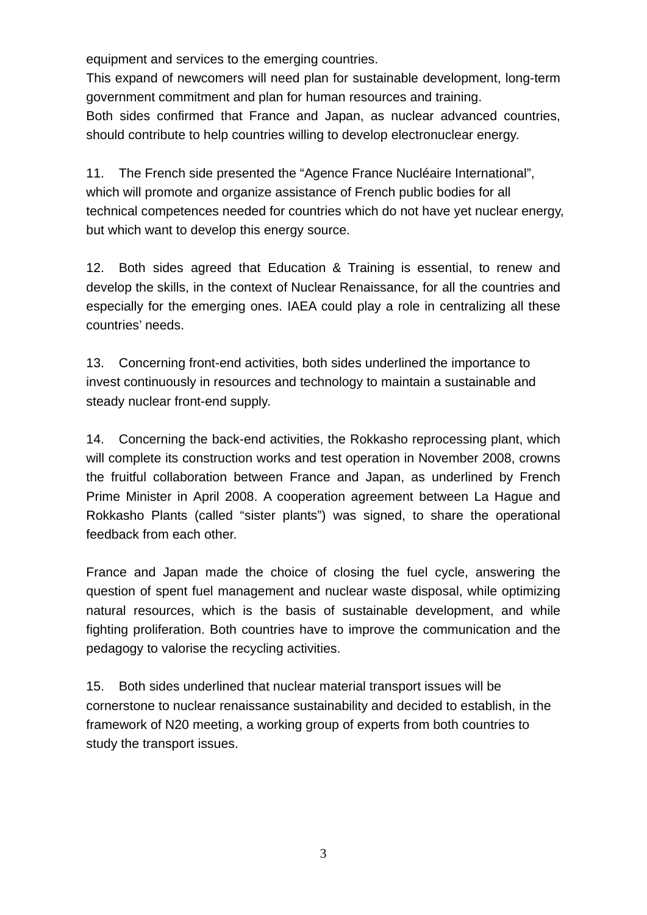equipment and services to the emerging countries.

This expand of newcomers will need plan for sustainable development, long-term government commitment and plan for human resources and training.

Both sides confirmed that France and Japan, as nuclear advanced countries, should contribute to help countries willing to develop electronuclear energy.

11. The French side presented the “Agence France Nucléaire International”, which will promote and organize assistance of French public bodies for all technical competences needed for countries which do not have yet nuclear energy, but which want to develop this energy source.

12. Both sides agreed that Education & Training is essential, to renew and develop the skills, in the context of Nuclear Renaissance, for all the countries and especially for the emerging ones. IAEA could play a role in centralizing all these countries’ needs.

13. Concerning front-end activities, both sides underlined the importance to invest continuously in resources and technology to maintain a sustainable and steady nuclear front-end supply.

14. Concerning the back-end activities, the Rokkasho reprocessing plant, which will complete its construction works and test operation in November 2008, crowns the fruitful collaboration between France and Japan, as underlined by French Prime Minister in April 2008. A cooperation agreement between La Hague and Rokkasho Plants (called “sister plants”) was signed, to share the operational feedback from each other.

France and Japan made the choice of closing the fuel cycle, answering the question of spent fuel management and nuclear waste disposal, while optimizing natural resources, which is the basis of sustainable development, and while fighting proliferation. Both countries have to improve the communication and the pedagogy to valorise the recycling activities.

15. Both sides underlined that nuclear material transport issues will be cornerstone to nuclear renaissance sustainability and decided to establish, in the framework of N20 meeting, a working group of experts from both countries to study the transport issues.